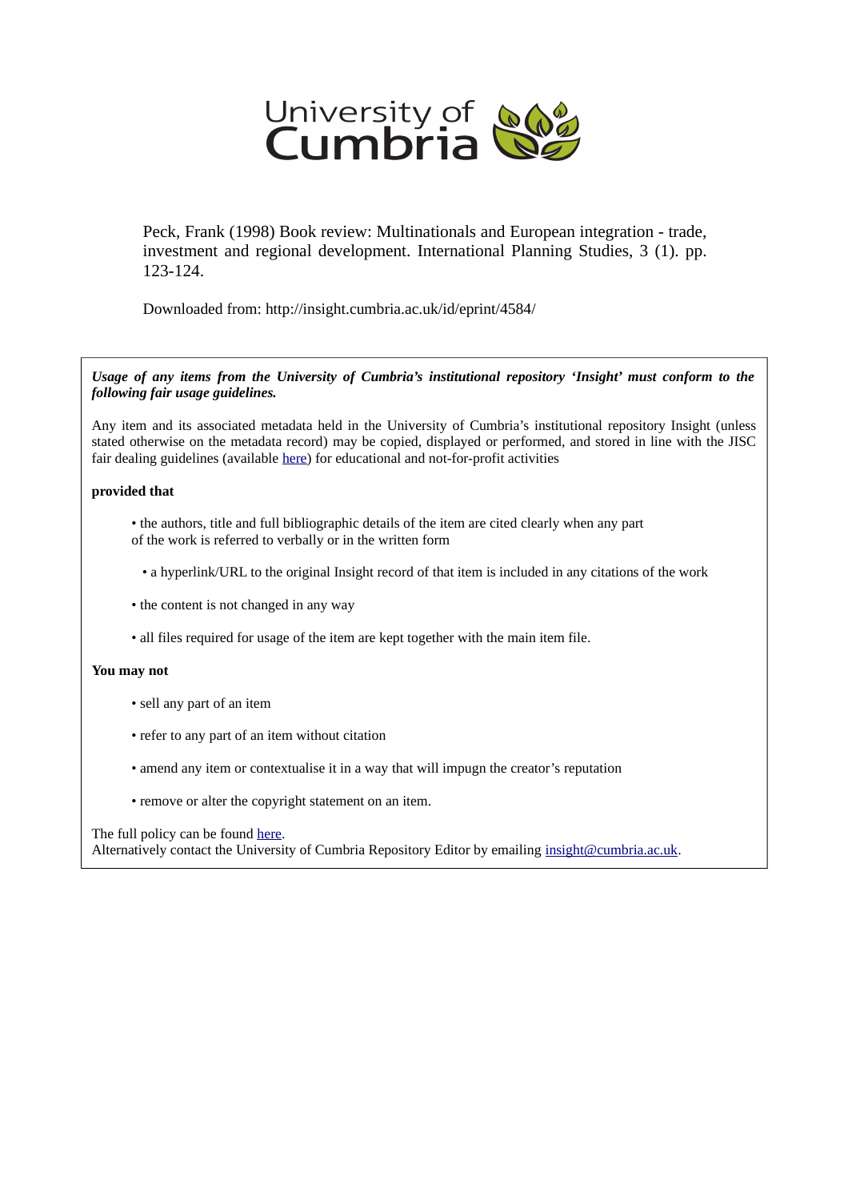University of Cumbria

Peck, Frank (1998) Book review: Multinationals and European integration - trade, investment and regional development. International Planning Studies, 3 (1). pp. 123-124.

Downloaded from: http://insight.cumbria.ac.uk/id/eprint/4584/

***Usage of any items from the University of Cumbria's institutional repository 'Insight' must conform to the following fair usage guidelines.***

Any item and its associated metadata held in the University of Cumbria's institutional repository Insight (unless stated otherwise on the metadata record) may be copied, displayed or performed, and stored in line with the JISC fair dealing guidelines (available here) for educational and not-for-profit activities

**provided that**

- the authors, title and full bibliographic details of the item are cited clearly when any part of the work is referred to verbally or in the written form
- a hyperlink/URL to the original Insight record of that item is included in any citations of the work
- the content is not changed in any way
- all files required for usage of the item are kept together with the main item file.

**You may not**

- sell any part of an item
- refer to any part of an item without citation
- amend any item or contextualise it in a way that will impugn the creator's reputation
- remove or alter the copyright statement on an item.

The full policy can be found here.
Alternatively contact the University of Cumbria Repository Editor by emailing insight@cumbria.ac.uk.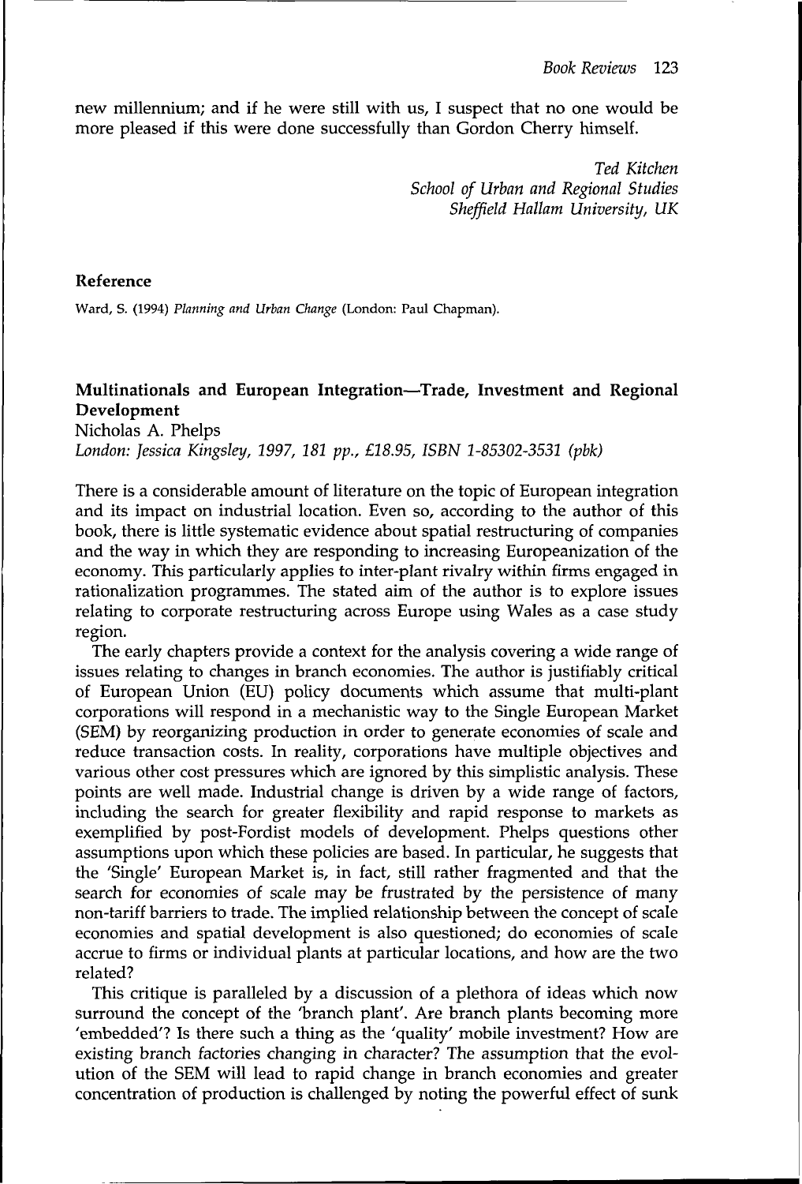new millennium; and if he were still with us, I suspect that no one would be more pleased if this were done successfully than Gordon Cherry himself.

*Ted Kitchen*
*School of Urban and Regional Studies*
*Sheffield Hallam University, UK*

**Reference**

Ward, S. (1994) *Planning and Urban Change* (London: Paul Chapman).

**Multinationals and European Integration—Trade, Investment and Regional Development**
Nicholas A. Phelps
*London: Jessica Kingsley, 1997, 181 pp., £18.95, ISBN 1-85302-3531 (pbk)*

There is a considerable amount of literature on the topic of European integration and its impact on industrial location. Even so, according to the author of this book, there is little systematic evidence about spatial restructuring of companies and the way in which they are responding to increasing Europeanization of the economy. This particularly applies to inter-plant rivalry within firms engaged in rationalization programmes. The stated aim of the author is to explore issues relating to corporate restructuring across Europe using Wales as a case study region.

The early chapters provide a context for the analysis covering a wide range of issues relating to changes in branch economies. The author is justifiably critical of European Union (EU) policy documents which assume that multi-plant corporations will respond in a mechanistic way to the Single European Market (SEM) by reorganizing production in order to generate economies of scale and reduce transaction costs. In reality, corporations have multiple objectives and various other cost pressures which are ignored by this simplistic analysis. These points are well made. Industrial change is driven by a wide range of factors, including the search for greater flexibility and rapid response to markets as exemplified by post-Fordist models of development. Phelps questions other assumptions upon which these policies are based. In particular, he suggests that the 'Single' European Market is, in fact, still rather fragmented and that the search for economies of scale may be frustrated by the persistence of many non-tariff barriers to trade. The implied relationship between the concept of scale economies and spatial development is also questioned; do economies of scale accrue to firms or individual plants at particular locations, and how are the two related?

This critique is paralleled by a discussion of a plethora of ideas which now surround the concept of the 'branch plant'. Are branch plants becoming more 'embedded'? Is there such a thing as the 'quality' mobile investment? How are existing branch factories changing in character? The assumption that the evolution of the SEM will lead to rapid change in branch economies and greater concentration of production is challenged by noting the powerful effect of sunk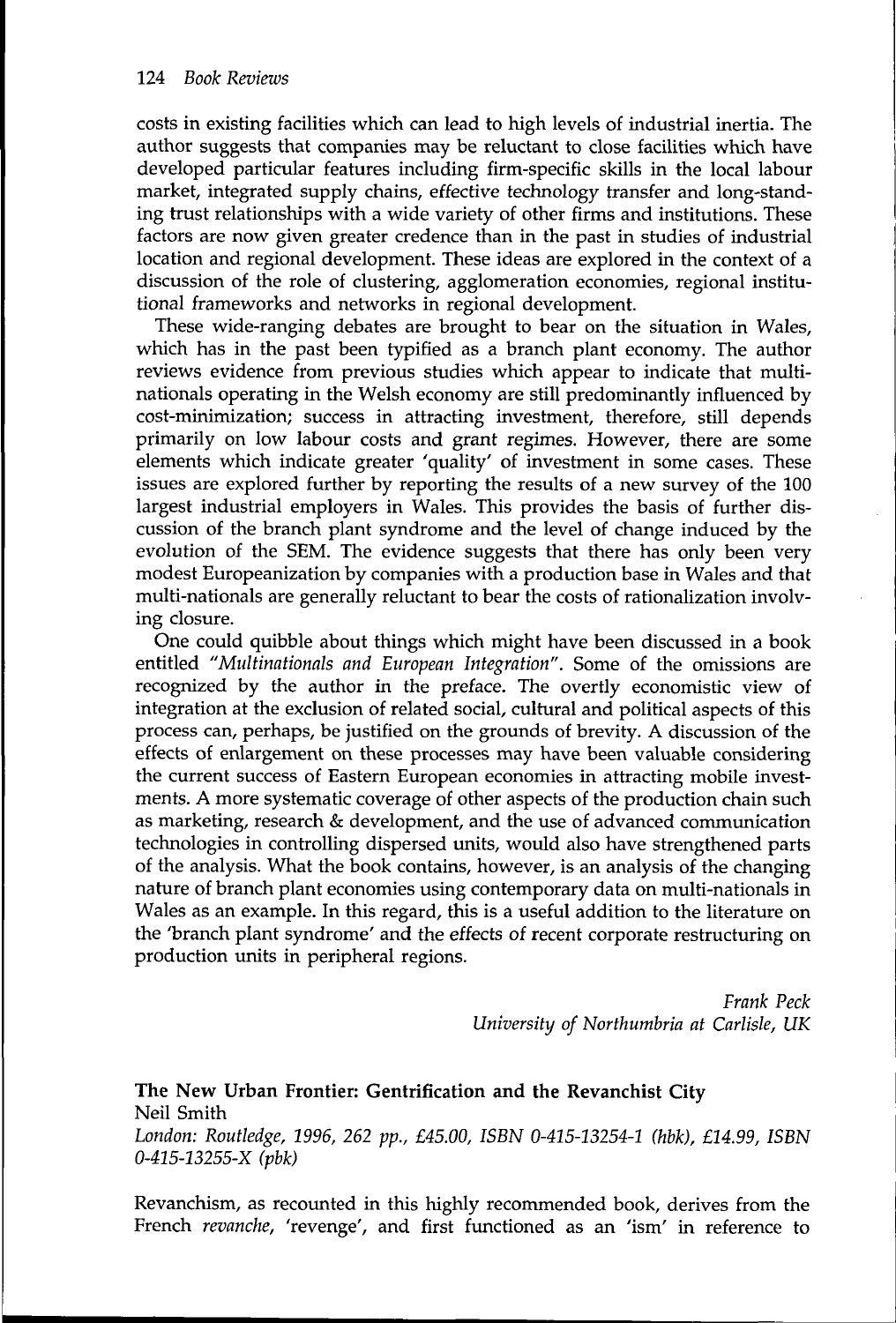costs in existing facilities which can lead to high levels of industrial inertia. The author suggests that companies may be reluctant to close facilities which have developed particular features including firm-specific skills in the local labour market, integrated supply chains, effective technology transfer and long-standing trust relationships with a wide variety of other firms and institutions. These factors are now given greater credence than in the past in studies of industrial location and regional development. These ideas are explored in the context of a discussion of the role of clustering, agglomeration economies, regional institutional frameworks and networks in regional development.

These wide-ranging debates are brought to bear on the situation in Wales, which has in the past been typified as a branch plant economy. The author reviews evidence from previous studies which appear to indicate that multinationals operating in the Welsh economy are still predominantly influenced by cost-minimization; success in attracting investment, therefore, still depends primarily on low labour costs and grant regimes. However, there are some elements which indicate greater 'quality' of investment in some cases. These issues are explored further by reporting the results of a new survey of the 100 largest industrial employers in Wales. This provides the basis of further discussion of the branch plant syndrome and the level of change induced by the evolution of the SEM. The evidence suggests that there has only been very modest Europeanization by companies with a production base in Wales and that multi-nationals are generally reluctant to bear the costs of rationalization involving closure.

One could quibble about things which might have been discussed in a book entitled *"Multinationals and European Integration"*. Some of the omissions are recognized by the author in the preface. The overtly economistic view of integration at the exclusion of related social, cultural and political aspects of this process can, perhaps, be justified on the grounds of brevity. A discussion of the effects of enlargement on these processes may have been valuable considering the current success of Eastern European economies in attracting mobile investments. A more systematic coverage of other aspects of the production chain such as marketing, research & development, and the use of advanced communication technologies in controlling dispersed units, would also have strengthened parts of the analysis. What the book contains, however, is an analysis of the changing nature of branch plant economies using contemporary data on multi-nationals in Wales as an example. In this regard, this is a useful addition to the literature on the 'branch plant syndrome' and the effects of recent corporate restructuring on production units in peripheral regions.

*Frank Peck*
*University of Northumbria at Carlisle, UK*

**The New Urban Frontier: Gentrification and the Revanchist City**
Neil Smith
*London: Routledge, 1996, 262 pp., £45.00, ISBN 0-415-13254-1 (hbk), £14.99, ISBN 0-415-13255-X (pbk)*

Revanchism, as recounted in this highly recommended book, derives from the French *revanche*, 'revenge', and first functioned as an 'ism' in reference to